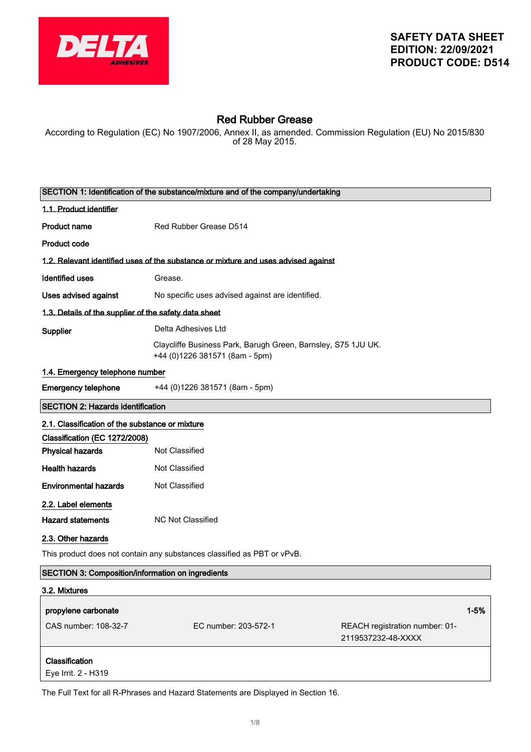**SAFETY DATA SHEET**
**EDITION: 22/09/2021**
**PRODUCT CODE: D514**

# Red Rubber Grease

According to Regulation (EC) No 1907/2006, Annex II, as amended. Commission Regulation (EU) No 2015/830 of 28 May 2015.

## SECTION 1: Identification of the substance/mixture and of the company/undertaking

### 1.1. Product identifier

**Product name** Red Rubber Grease D514

**Product code**

### 1.2. Relevant identified uses of the substance or mixture and uses advised against

**Identified uses** Grease.

**Uses advised against** No specific uses advised against are identified.

### 1.3. Details of the supplier of the safety data sheet

**Supplier** Delta Adhesives Ltd

Claycliffe Business Park, Barugh Green, Barnsley, S75 1JU UK.
+44 (0)1226 381571 (8am - 5pm)

### 1.4. Emergency telephone number

**Emergency telephone** +44 (0)1226 381571 (8am - 5pm)

## SECTION 2: Hazards identification

### 2.1. Classification of the substance or mixture

**Classification (EC 1272/2008)**

**Physical hazards** Not Classified

**Health hazards** Not Classified

**Environmental hazards** Not Classified

### 2.2. Label elements

**Hazard statements** NC Not Classified

### 2.3. Other hazards

This product does not contain any substances classified as PBT or vPvB.

## SECTION 3: Composition/information on ingredients

### 3.2. Mixtures

| **propylene carbonate** | | **1-5%** |
|---|---|---|
| CAS number: 108-32-7 | EC number: 203-572-1 | REACH registration number: 01-2119537232-48-XXXX |

**Classification**
Eye Irrit. 2 - H319

The Full Text for all R-Phrases and Hazard Statements are Displayed in Section 16.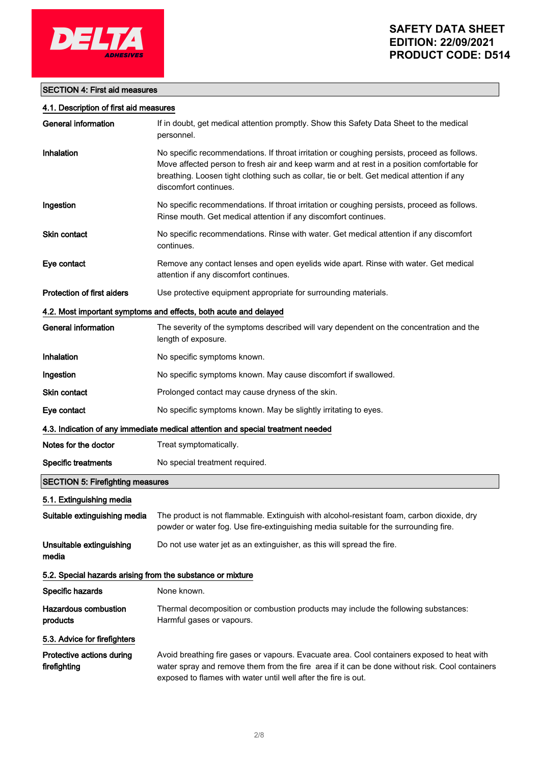## SECTION 4: First aid measures

### 4.1. Description of first aid measures

| | |
|---|---|
| **General information** | If in doubt, get medical attention promptly. Show this Safety Data Sheet to the medical personnel. |
| **Inhalation** | No specific recommendations. If throat irritation or coughing persists, proceed as follows. Move affected person to fresh air and keep warm and at rest in a position comfortable for breathing. Loosen tight clothing such as collar, tie or belt. Get medical attention if any discomfort continues. |
| **Ingestion** | No specific recommendations. If throat irritation or coughing persists, proceed as follows. Rinse mouth. Get medical attention if any discomfort continues. |
| **Skin contact** | No specific recommendations. Rinse with water. Get medical attention if any discomfort continues. |
| **Eye contact** | Remove any contact lenses and open eyelids wide apart. Rinse with water. Get medical attention if any discomfort continues. |
| **Protection of first aiders** | Use protective equipment appropriate for surrounding materials. |

### 4.2. Most important symptoms and effects, both acute and delayed

| | |
|---|---|
| **General information** | The severity of the symptoms described will vary dependent on the concentration and the length of exposure. |
| **Inhalation** | No specific symptoms known. |
| **Ingestion** | No specific symptoms known. May cause discomfort if swallowed. |
| **Skin contact** | Prolonged contact may cause dryness of the skin. |
| **Eye contact** | No specific symptoms known. May be slightly irritating to eyes. |

### 4.3. Indication of any immediate medical attention and special treatment needed

| | |
|---|---|
| **Notes for the doctor** | Treat symptomatically. |
| **Specific treatments** | No special treatment required. |

## SECTION 5: Firefighting measures

### 5.1. Extinguishing media

| | |
|---|---|
| **Suitable extinguishing media** | The product is not flammable. Extinguish with alcohol-resistant foam, carbon dioxide, dry powder or water fog. Use fire-extinguishing media suitable for the surrounding fire. |
| **Unsuitable extinguishing media** | Do not use water jet as an extinguisher, as this will spread the fire. |

### 5.2. Special hazards arising from the substance or mixture

| | |
|---|---|
| **Specific hazards** | None known. |
| **Hazardous combustion products** | Thermal decomposition or combustion products may include the following substances: Harmful gases or vapours. |

### 5.3. Advice for firefighters

| | |
|---|---|
| **Protective actions during firefighting** | Avoid breathing fire gases or vapours. Evacuate area. Cool containers exposed to heat with water spray and remove them from the fire area if it can be done without risk. Cool containers exposed to flames with water until well after the fire is out. |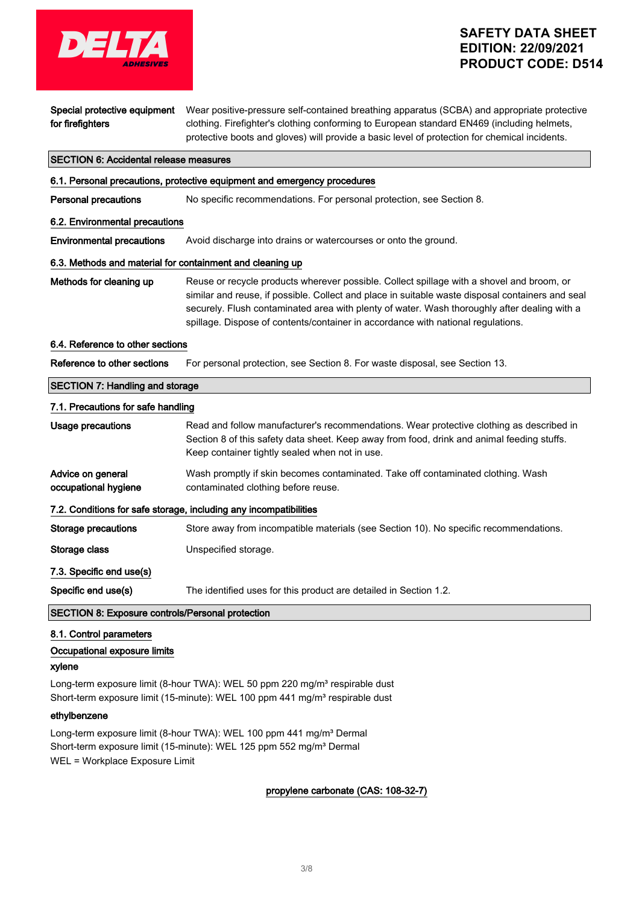**Special protective equipment for firefighters**

Wear positive-pressure self-contained breathing apparatus (SCBA) and appropriate protective clothing. Firefighter's clothing conforming to European standard EN469 (including helmets, protective boots and gloves) will provide a basic level of protection for chemical incidents.

## SECTION 6: Accidental release measures

### 6.1. Personal precautions, protective equipment and emergency procedures

**Personal precautions**

No specific recommendations. For personal protection, see Section 8.

### 6.2. Environmental precautions

**Environmental precautions**

Avoid discharge into drains or watercourses or onto the ground.

### 6.3. Methods and material for containment and cleaning up

**Methods for cleaning up**

Reuse or recycle products wherever possible. Collect spillage with a shovel and broom, or similar and reuse, if possible. Collect and place in suitable waste disposal containers and seal securely. Flush contaminated area with plenty of water. Wash thoroughly after dealing with a spillage. Dispose of contents/container in accordance with national regulations.

### 6.4. Reference to other sections

**Reference to other sections**

For personal protection, see Section 8. For waste disposal, see Section 13.

## SECTION 7: Handling and storage

### 7.1. Precautions for safe handling

**Usage precautions**

Read and follow manufacturer's recommendations. Wear protective clothing as described in Section 8 of this safety data sheet. Keep away from food, drink and animal feeding stuffs. Keep container tightly sealed when not in use.

**Advice on general occupational hygiene**

Wash promptly if skin becomes contaminated. Take off contaminated clothing. Wash contaminated clothing before reuse.

### 7.2. Conditions for safe storage, including any incompatibilities

**Storage precautions**

Store away from incompatible materials (see Section 10). No specific recommendations.

**Storage class**

Unspecified storage.

### 7.3. Specific end use(s)

**Specific end use(s)**

The identified uses for this product are detailed in Section 1.2.

## SECTION 8: Exposure controls/Personal protection

### 8.1. Control parameters

**Occupational exposure limits**

**xylene**

Long-term exposure limit (8-hour TWA): WEL 50 ppm 220 mg/m³ respirable dust
Short-term exposure limit (15-minute): WEL 100 ppm 441 mg/m³ respirable dust

**ethylbenzene**

Long-term exposure limit (8-hour TWA): WEL 100 ppm 441 mg/m³ Dermal
Short-term exposure limit (15-minute): WEL 125 ppm 552 mg/m³ Dermal
WEL = Workplace Exposure Limit

**propylene carbonate (CAS: 108-32-7)**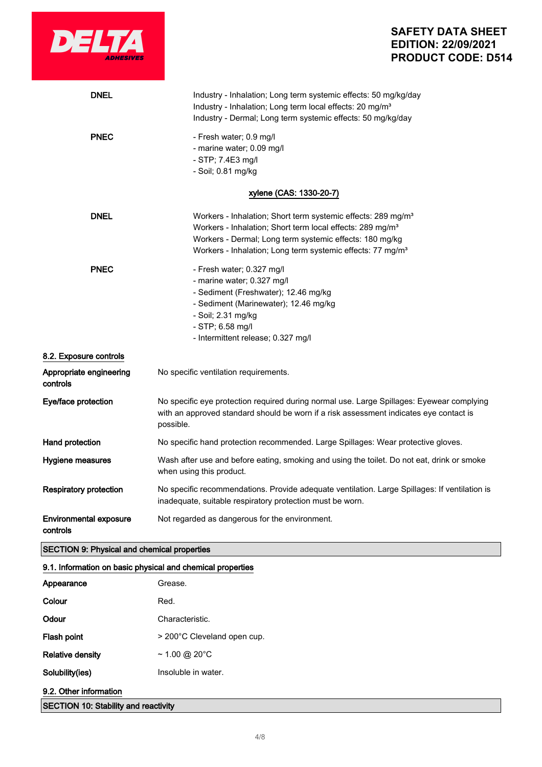| | |
|---|---|
| **DNEL** | Industry - Inhalation; Long term systemic effects: 50 mg/kg/day<br>Industry - Inhalation; Long term local effects: 20 mg/m³<br>Industry - Dermal; Long term systemic effects: 50 mg/kg/day |
| **PNEC** | - Fresh water; 0.9 mg/l<br>- marine water; 0.09 mg/l<br>- STP; 7.4E3 mg/l<br>- Soil; 0.81 mg/kg |

xylene (CAS: 1330-20-7)

| | |
|---|---|
| **DNEL** | Workers - Inhalation; Short term systemic effects: 289 mg/m³<br>Workers - Inhalation; Short term local effects: 289 mg/m³<br>Workers - Dermal; Long term systemic effects: 180 mg/kg<br>Workers - Inhalation; Long term systemic effects: 77 mg/m³ |
| **PNEC** | - Fresh water; 0.327 mg/l<br>- marine water; 0.327 mg/l<br>- Sediment (Freshwater); 12.46 mg/kg<br>- Sediment (Marinewater); 12.46 mg/kg<br>- Soil; 2.31 mg/kg<br>- STP; 6.58 mg/l<br>- Intermittent release; 0.327 mg/l |

### 8.2. Exposure controls

| | |
|---|---|
| **Appropriate engineering controls** | No specific ventilation requirements. |
| **Eye/face protection** | No specific eye protection required during normal use. Large Spillages: Eyewear complying with an approved standard should be worn if a risk assessment indicates eye contact is possible. |
| **Hand protection** | No specific hand protection recommended. Large Spillages: Wear protective gloves. |
| **Hygiene measures** | Wash after use and before eating, smoking and using the toilet. Do not eat, drink or smoke when using this product. |
| **Respiratory protection** | No specific recommendations. Provide adequate ventilation. Large Spillages: If ventilation is inadequate, suitable respiratory protection must be worn. |
| **Environmental exposure controls** | Not regarded as dangerous for the environment. |

## SECTION 9: Physical and chemical properties

### 9.1. Information on basic physical and chemical properties

| | |
|---|---|
| **Appearance** | Grease. |
| **Colour** | Red. |
| **Odour** | Characteristic. |
| **Flash point** | > 200°C Cleveland open cup. |
| **Relative density** | ~ 1.00 @ 20°C |
| **Solubility(ies)** | Insoluble in water. |

### 9.2. Other information

## SECTION 10: Stability and reactivity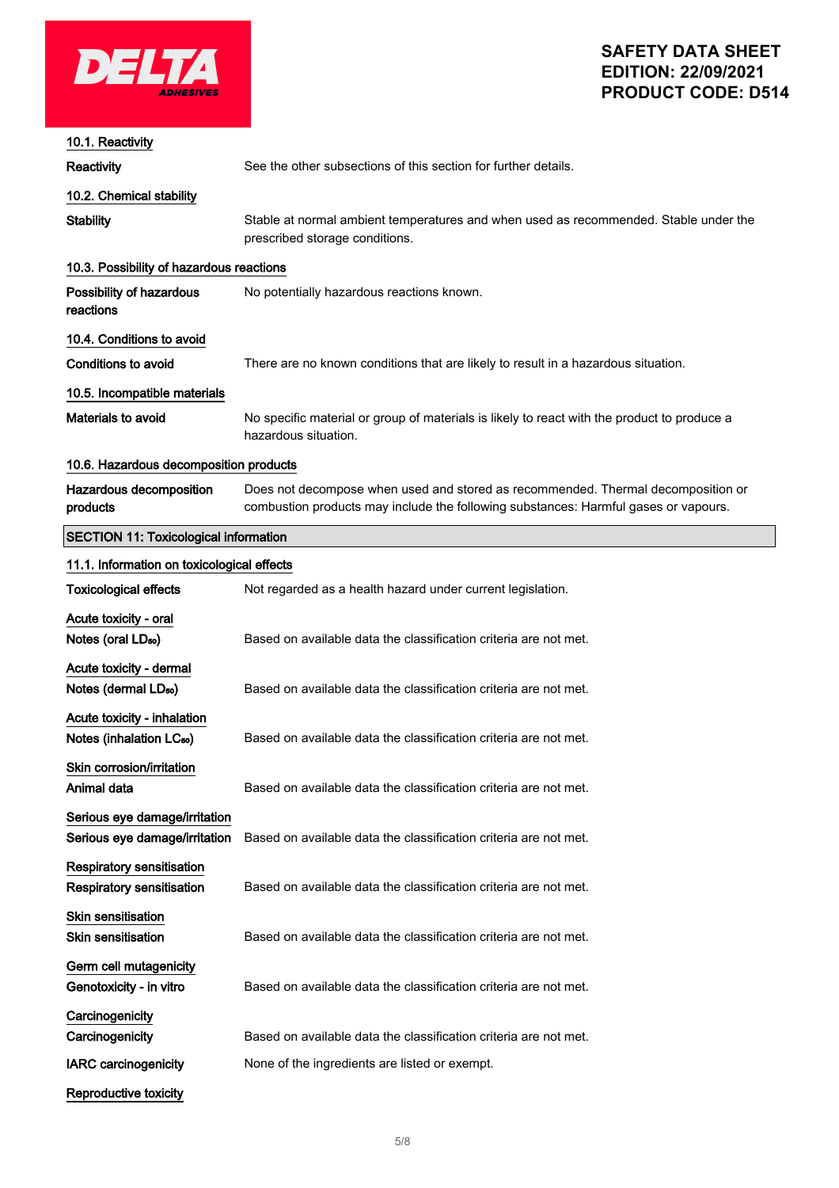### 10.1. Reactivity

**Reactivity** See the other subsections of this section for further details.

### 10.2. Chemical stability

**Stability** Stable at normal ambient temperatures and when used as recommended. Stable under the prescribed storage conditions.

### 10.3. Possibility of hazardous reactions

**Possibility of hazardous reactions** No potentially hazardous reactions known.

### 10.4. Conditions to avoid

**Conditions to avoid** There are no known conditions that are likely to result in a hazardous situation.

### 10.5. Incompatible materials

**Materials to avoid** No specific material or group of materials is likely to react with the product to produce a hazardous situation.

### 10.6. Hazardous decomposition products

**Hazardous decomposition products** Does not decompose when used and stored as recommended. Thermal decomposition or combustion products may include the following substances: Harmful gases or vapours.

## SECTION 11: Toxicological information

### 11.1. Information on toxicological effects

**Toxicological effects** Not regarded as a health hazard under current legislation.

**Acute toxicity - oral**

**Notes (oral $LD_{50}$)** Based on available data the classification criteria are not met.

**Acute toxicity - dermal**

**Notes (dermal $LD_{50}$)** Based on available data the classification criteria are not met.

**Acute toxicity - inhalation**

**Notes (inhalation $LC_{50}$)** Based on available data the classification criteria are not met.

**Skin corrosion/irritation**

**Animal data** Based on available data the classification criteria are not met.

**Serious eye damage/irritation**

**Serious eye damage/irritation** Based on available data the classification criteria are not met.

**Respiratory sensitisation**

**Respiratory sensitisation** Based on available data the classification criteria are not met.

**Skin sensitisation**

**Skin sensitisation** Based on available data the classification criteria are not met.

**Germ cell mutagenicity**

**Genotoxicity - in vitro** Based on available data the classification criteria are not met.

**Carcinogenicity**

**Carcinogenicity** Based on available data the classification criteria are not met.

**IARC carcinogenicity** None of the ingredients are listed or exempt.

**Reproductive toxicity**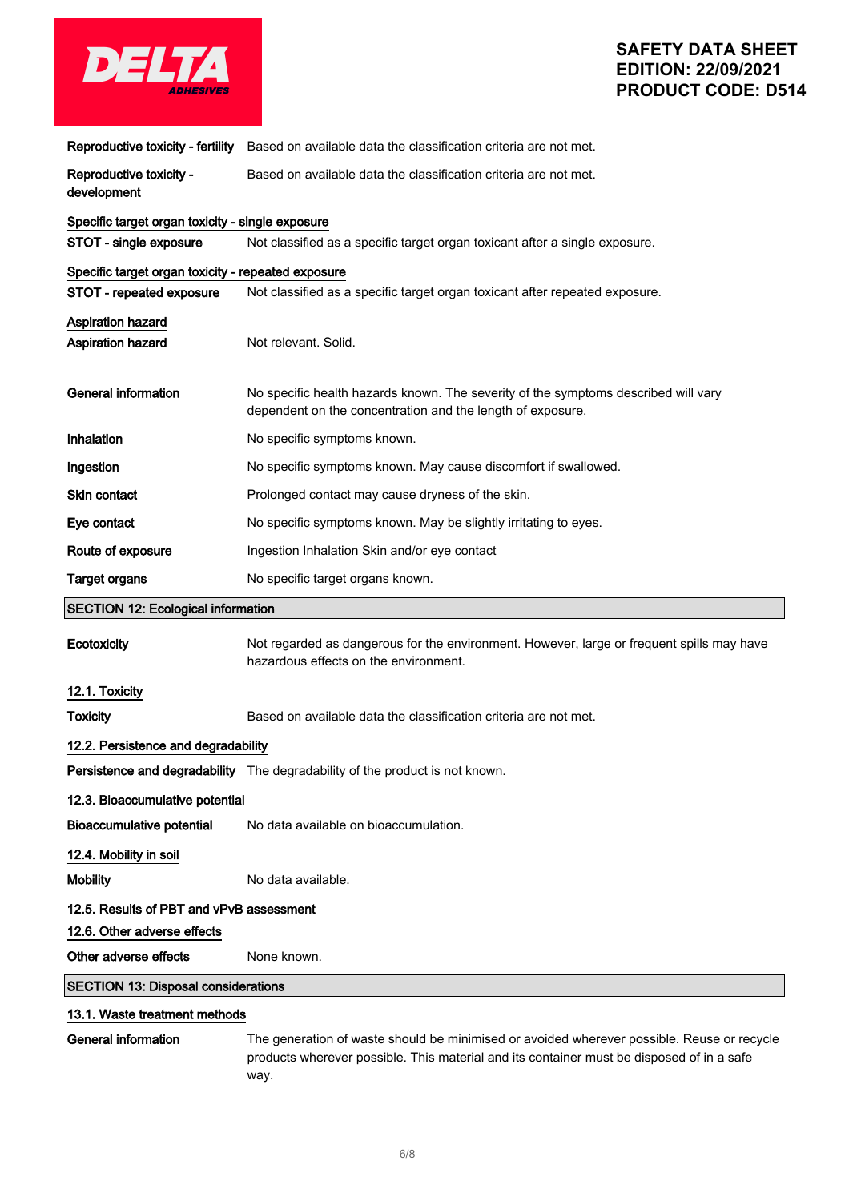**Reproductive toxicity - fertility** Based on available data the classification criteria are not met.

**Reproductive toxicity - development** Based on available data the classification criteria are not met.

**Specific target organ toxicity - single exposure**

**STOT - single exposure** Not classified as a specific target organ toxicant after a single exposure.

**Specific target organ toxicity - repeated exposure**

**STOT - repeated exposure** Not classified as a specific target organ toxicant after repeated exposure.

**Aspiration hazard**

**Aspiration hazard** Not relevant. Solid.

**General information** No specific health hazards known. The severity of the symptoms described will vary dependent on the concentration and the length of exposure.

**Inhalation** No specific symptoms known.

**Ingestion** No specific symptoms known. May cause discomfort if swallowed.

**Skin contact** Prolonged contact may cause dryness of the skin.

**Eye contact** No specific symptoms known. May be slightly irritating to eyes.

**Route of exposure** Ingestion Inhalation Skin and/or eye contact

**Target organs** No specific target organs known.

## SECTION 12: Ecological information

**Ecotoxicity** Not regarded as dangerous for the environment. However, large or frequent spills may have hazardous effects on the environment.

### 12.1. Toxicity

**Toxicity** Based on available data the classification criteria are not met.

### 12.2. Persistence and degradability

**Persistence and degradability** The degradability of the product is not known.

### 12.3. Bioaccumulative potential

**Bioaccumulative potential** No data available on bioaccumulation.

### 12.4. Mobility in soil

**Mobility** No data available.

### 12.5. Results of PBT and vPvB assessment

### 12.6. Other adverse effects

**Other adverse effects** None known.

## SECTION 13: Disposal considerations

### 13.1. Waste treatment methods

**General information** The generation of waste should be minimised or avoided wherever possible. Reuse or recycle products wherever possible. This material and its container must be disposed of in a safe way.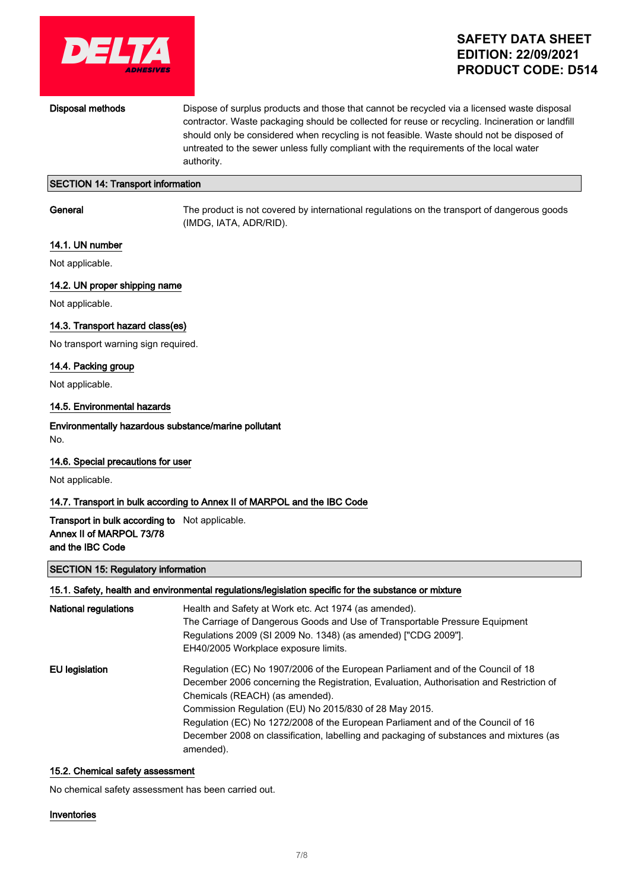**Disposal methods**

Dispose of surplus products and those that cannot be recycled via a licensed waste disposal contractor. Waste packaging should be collected for reuse or recycling. Incineration or landfill should only be considered when recycling is not feasible. Waste should not be disposed of untreated to the sewer unless fully compliant with the requirements of the local water authority.

## SECTION 14: Transport information

**General**

The product is not covered by international regulations on the transport of dangerous goods (IMDG, IATA, ADR/RID).

### 14.1. UN number

Not applicable.

### 14.2. UN proper shipping name

Not applicable.

### 14.3. Transport hazard class(es)

No transport warning sign required.

### 14.4. Packing group

Not applicable.

### 14.5. Environmental hazards

**Environmentally hazardous substance/marine pollutant**

No.

### 14.6. Special precautions for user

Not applicable.

### 14.7. Transport in bulk according to Annex II of MARPOL and the IBC Code

**Transport in bulk according to Annex II of MARPOL 73/78 and the IBC Code**

Not applicable.

## SECTION 15: Regulatory information

### 15.1. Safety, health and environmental regulations/legislation specific for the substance or mixture

**National regulations**

Health and Safety at Work etc. Act 1974 (as amended).
The Carriage of Dangerous Goods and Use of Transportable Pressure Equipment Regulations 2009 (SI 2009 No. 1348) (as amended) ["CDG 2009"].
EH40/2005 Workplace exposure limits.

**EU legislation**

Regulation (EC) No 1907/2006 of the European Parliament and of the Council of 18 December 2006 concerning the Registration, Evaluation, Authorisation and Restriction of Chemicals (REACH) (as amended).
Commission Regulation (EU) No 2015/830 of 28 May 2015.
Regulation (EC) No 1272/2008 of the European Parliament and of the Council of 16 December 2008 on classification, labelling and packaging of substances and mixtures (as amended).

### 15.2. Chemical safety assessment

No chemical safety assessment has been carried out.

### Inventories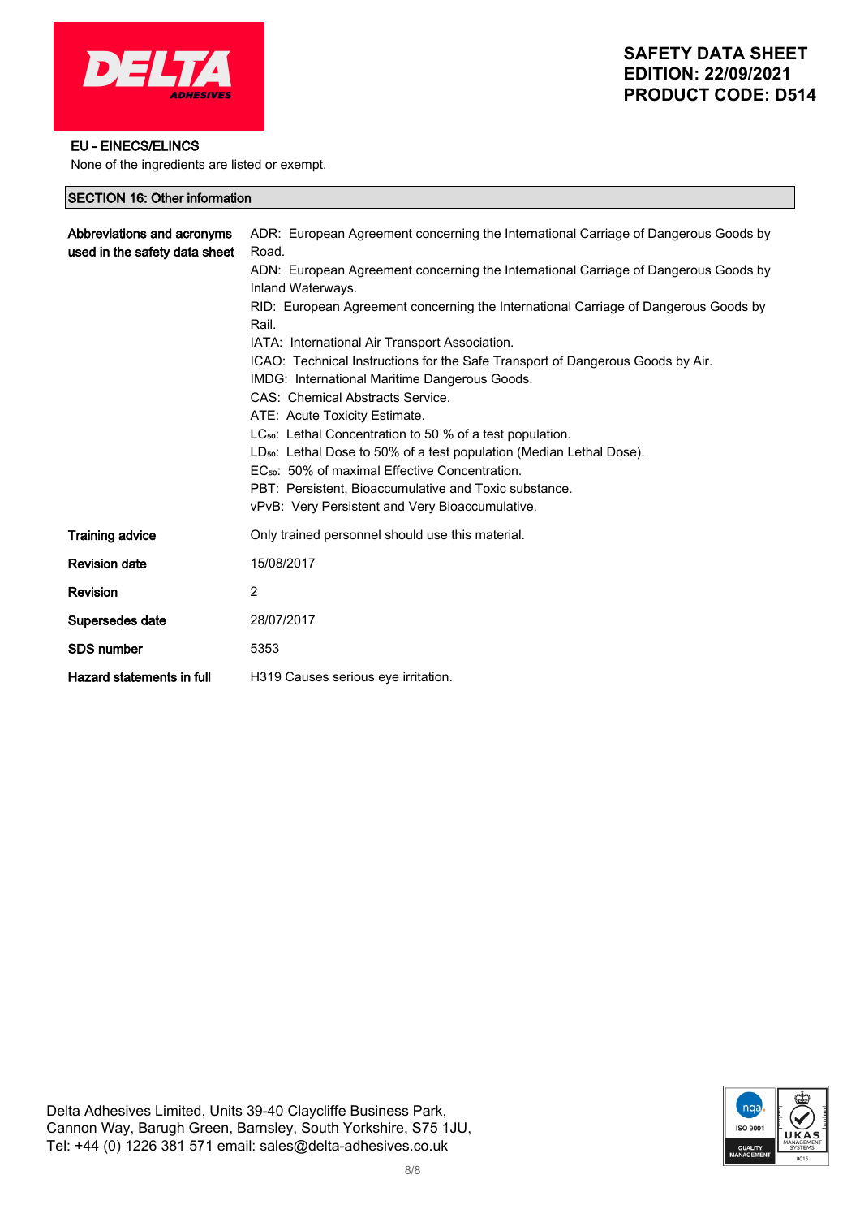### EU - EINECS/ELINCS

None of the ingredients are listed or exempt.

## SECTION 16: Other information

| | |
|---|---|
| **Abbreviations and acronyms used in the safety data sheet** | ADR: European Agreement concerning the International Carriage of Dangerous Goods by Road.<br>ADN: European Agreement concerning the International Carriage of Dangerous Goods by Inland Waterways.<br>RID: European Agreement concerning the International Carriage of Dangerous Goods by Rail.<br>IATA: International Air Transport Association.<br>ICAO: Technical Instructions for the Safe Transport of Dangerous Goods by Air.<br>IMDG: International Maritime Dangerous Goods.<br>CAS: Chemical Abstracts Service.<br>ATE: Acute Toxicity Estimate.<br>$LC_{50}$: Lethal Concentration to 50 % of a test population.<br>$LD_{50}$: Lethal Dose to 50% of a test population (Median Lethal Dose).<br>$EC_{50}$: 50% of maximal Effective Concentration.<br>PBT: Persistent, Bioaccumulative and Toxic substance.<br>vPvB: Very Persistent and Very Bioaccumulative. |
| **Training advice** | Only trained personnel should use this material. |
| **Revision date** | 15/08/2017 |
| **Revision** | 2 |
| **Supersedes date** | 28/07/2017 |
| **SDS number** | 5353 |
| **Hazard statements in full** | H319 Causes serious eye irritation. |